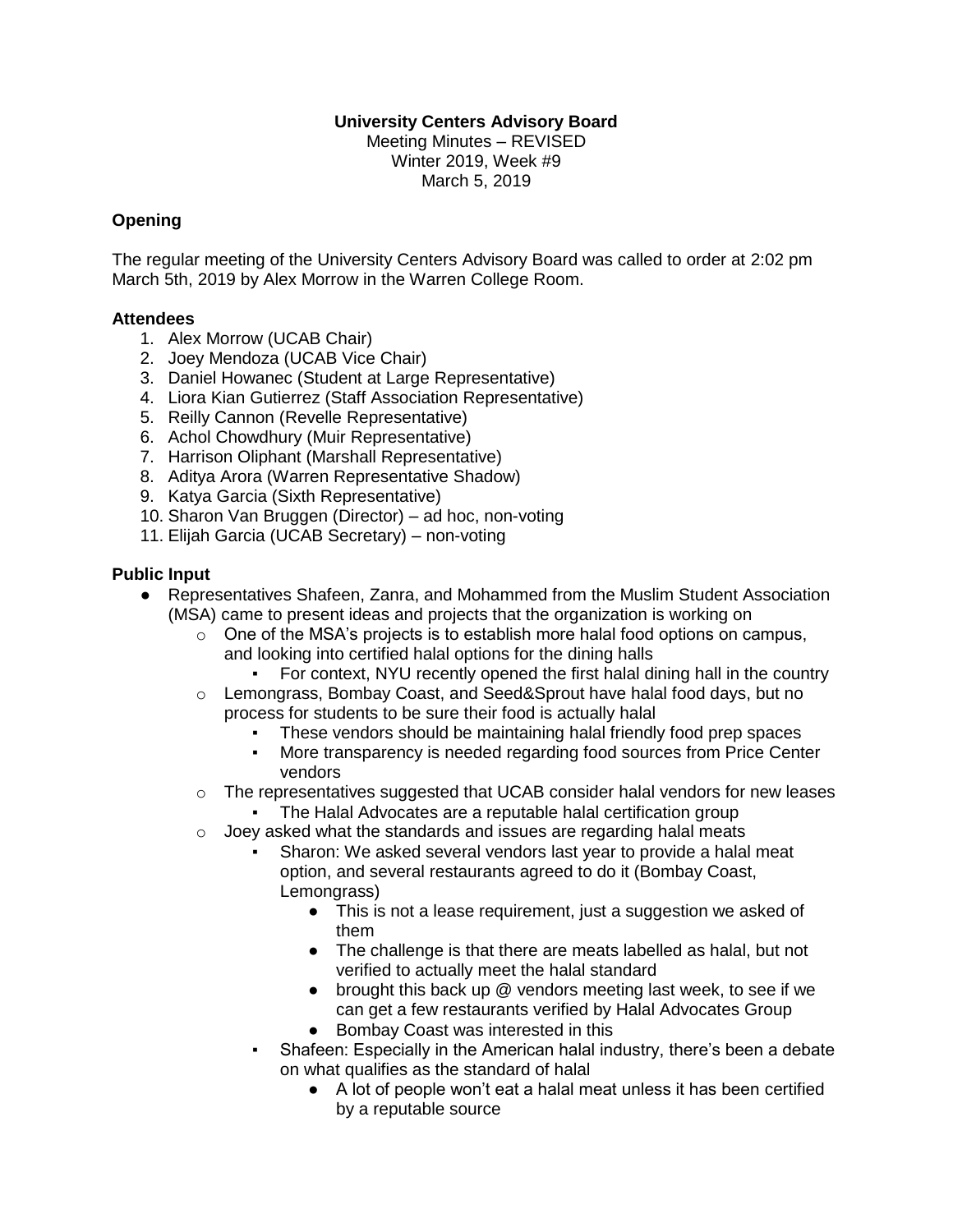**University Centers Advisory Board**

Meeting Minutes – REVISED

Winter 2019, Week #9

March 5, 2019

### Opening

The regular meeting of the University Centers Advisory Board was called to order at 2:02 pm March 5th, 2019 by Alex Morrow in the Warren College Room.

### Attendees

1. Alex Morrow (UCAB Chair)
2. Joey Mendoza (UCAB Vice Chair)
3. Daniel Howanec (Student at Large Representative)
4. Liora Kian Gutierrez (Staff Association Representative)
5. Reilly Cannon (Revelle Representative)
6. Achol Chowdhury (Muir Representative)
7. Harrison Oliphant (Marshall Representative)
8. Aditya Arora (Warren Representative Shadow)
9. Katya Garcia (Sixth Representative)
10. Sharon Van Bruggen (Director) – ad hoc, non-voting
11. Elijah Garcia (UCAB Secretary) – non-voting

### Public Input

- Representatives Shafeen, Zanra, and Mohammed from the Muslim Student Association (MSA) came to present ideas and projects that the organization is working on
  - One of the MSA's projects is to establish more halal food options on campus, and looking into certified halal options for the dining halls
    - For context, NYU recently opened the first halal dining hall in the country
  - Lemongrass, Bombay Coast, and Seed&Sprout have halal food days, but no process for students to be sure their food is actually halal
    - These vendors should be maintaining halal friendly food prep spaces
    - More transparency is needed regarding food sources from Price Center vendors
  - The representatives suggested that UCAB consider halal vendors for new leases
    - The Halal Advocates are a reputable halal certification group
  - Joey asked what the standards and issues are regarding halal meats
    - Sharon: We asked several vendors last year to provide a halal meat option, and several restaurants agreed to do it (Bombay Coast, Lemongrass)
      - This is not a lease requirement, just a suggestion we asked of them
      - The challenge is that there are meats labelled as halal, but not verified to actually meet the halal standard
      - brought this back up @ vendors meeting last week, to see if we can get a few restaurants verified by Halal Advocates Group
      - Bombay Coast was interested in this
    - Shafeen: Especially in the American halal industry, there's been a debate on what qualifies as the standard of halal
      - A lot of people won't eat a halal meat unless it has been certified by a reputable source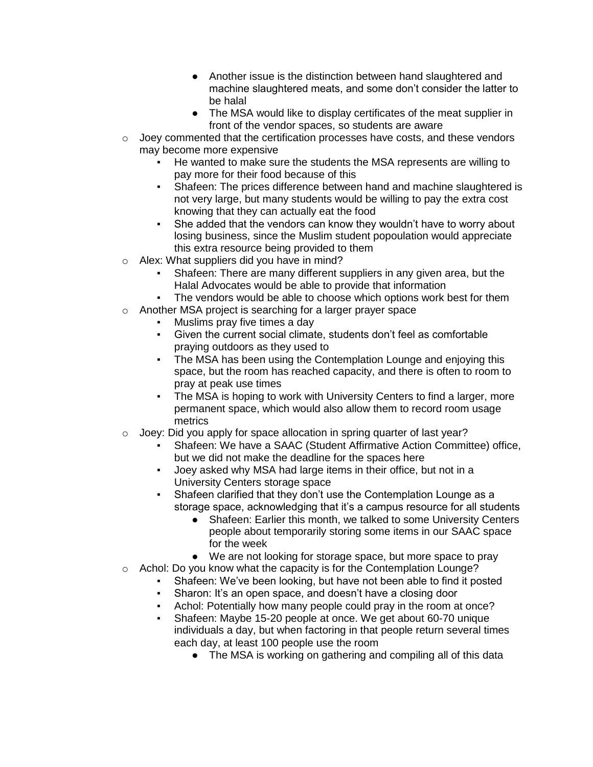- Another issue is the distinction between hand slaughtered and machine slaughtered meats, and some don't consider the latter to be halal
        - The MSA would like to display certificates of the meat supplier in front of the vendor spaces, so students are aware
- Joey commented that the certification processes have costs, and these vendors may become more expensive
    - He wanted to make sure the students the MSA represents are willing to pay more for their food because of this
    - Shafeen: The prices difference between hand and machine slaughtered is not very large, but many students would be willing to pay the extra cost knowing that they can actually eat the food
    - She added that the vendors can know they wouldn't have to worry about losing business, since the Muslim student popoulation would appreciate this extra resource being provided to them
- Alex: What suppliers did you have in mind?
    - Shafeen: There are many different suppliers in any given area, but the Halal Advocates would be able to provide that information
    - The vendors would be able to choose which options work best for them
- Another MSA project is searching for a larger prayer space
    - Muslims pray five times a day
    - Given the current social climate, students don't feel as comfortable praying outdoors as they used to
    - The MSA has been using the Contemplation Lounge and enjoying this space, but the room has reached capacity, and there is often to room to pray at peak use times
    - The MSA is hoping to work with University Centers to find a larger, more permanent space, which would also allow them to record room usage metrics
- Joey: Did you apply for space allocation in spring quarter of last year?
    - Shafeen: We have a SAAC (Student Affirmative Action Committee) office, but we did not make the deadline for the spaces here
    - Joey asked why MSA had large items in their office, but not in a University Centers storage space
    - Shafeen clarified that they don't use the Contemplation Lounge as a storage space, acknowledging that it's a campus resource for all students
        - Shafeen: Earlier this month, we talked to some University Centers people about temporarily storing some items in our SAAC space for the week
        - We are not looking for storage space, but more space to pray
- Achol: Do you know what the capacity is for the Contemplation Lounge?
    - Shafeen: We've been looking, but have not been able to find it posted
    - Sharon: It's an open space, and doesn't have a closing door
    - Achol: Potentially how many people could pray in the room at once?
    - Shafeen: Maybe 15-20 people at once. We get about 60-70 unique individuals a day, but when factoring in that people return several times each day, at least 100 people use the room
        - The MSA is working on gathering and compiling all of this data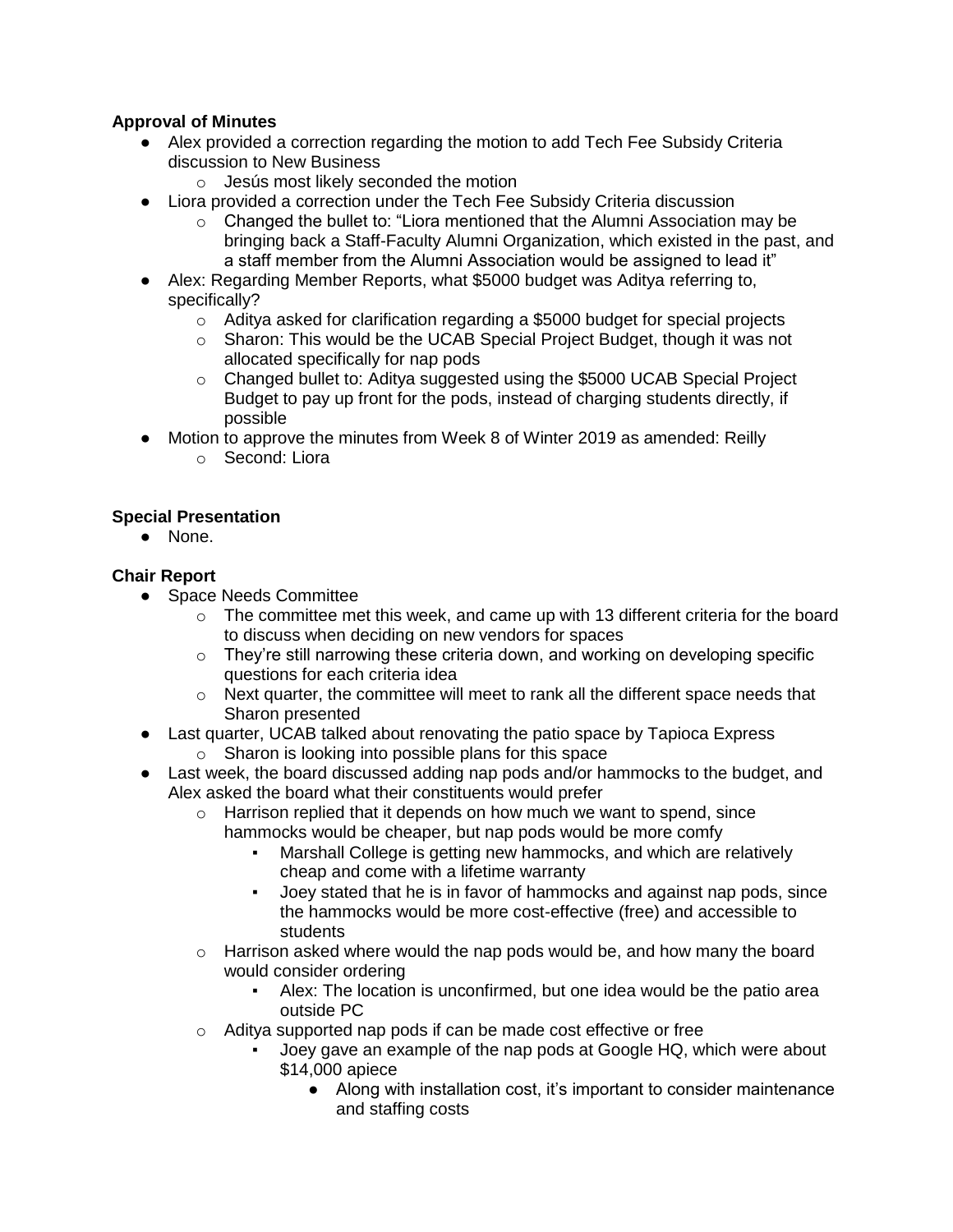**Approval of Minutes**

- Alex provided a correction regarding the motion to add Tech Fee Subsidy Criteria discussion to New Business
    - Jesús most likely seconded the motion
- Liora provided a correction under the Tech Fee Subsidy Criteria discussion
    - Changed the bullet to: "Liora mentioned that the Alumni Association may be bringing back a Staff-Faculty Alumni Organization, which existed in the past, and a staff member from the Alumni Association would be assigned to lead it"
- Alex: Regarding Member Reports, what $5000 budget was Aditya referring to, specifically?
    - Aditya asked for clarification regarding a $5000 budget for special projects
    - Sharon: This would be the UCAB Special Project Budget, though it was not allocated specifically for nap pods
    - Changed bullet to: Aditya suggested using the $5000 UCAB Special Project Budget to pay up front for the pods, instead of charging students directly, if possible
- Motion to approve the minutes from Week 8 of Winter 2019 as amended: Reilly
    - Second: Liora

**Special Presentation**

- None.

**Chair Report**

- Space Needs Committee
    - The committee met this week, and came up with 13 different criteria for the board to discuss when deciding on new vendors for spaces
    - They're still narrowing these criteria down, and working on developing specific questions for each criteria idea
    - Next quarter, the committee will meet to rank all the different space needs that Sharon presented
- Last quarter, UCAB talked about renovating the patio space by Tapioca Express
    - Sharon is looking into possible plans for this space
- Last week, the board discussed adding nap pods and/or hammocks to the budget, and Alex asked the board what their constituents would prefer
    - Harrison replied that it depends on how much we want to spend, since hammocks would be cheaper, but nap pods would be more comfy
        - Marshall College is getting new hammocks, and which are relatively cheap and come with a lifetime warranty
        - Joey stated that he is in favor of hammocks and against nap pods, since the hammocks would be more cost-effective (free) and accessible to students
    - Harrison asked where would the nap pods would be, and how many the board would consider ordering
        - Alex: The location is unconfirmed, but one idea would be the patio area outside PC
    - Aditya supported nap pods if can be made cost effective or free
        - Joey gave an example of the nap pods at Google HQ, which were about $14,000 apiece
            - Along with installation cost, it's important to consider maintenance and staffing costs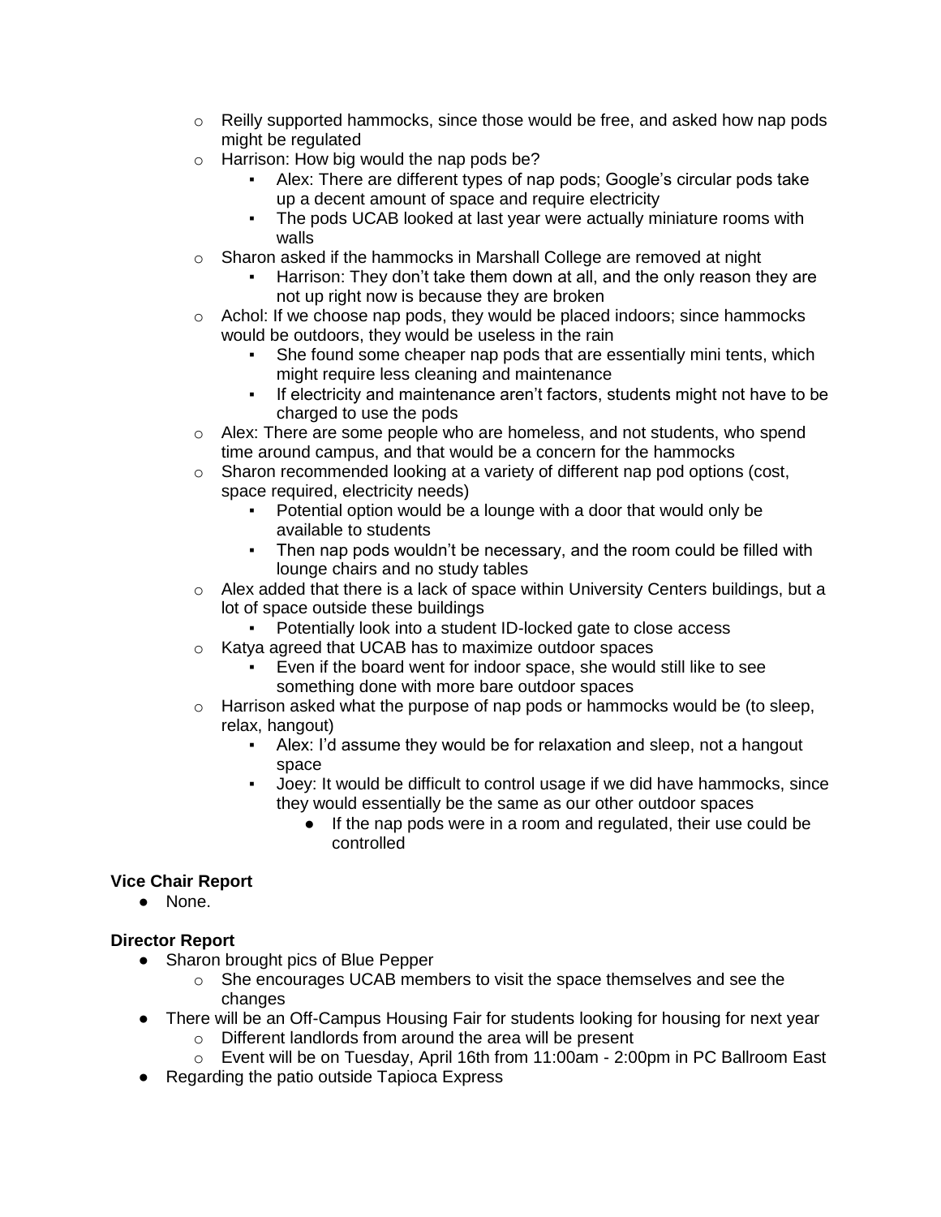- Reilly supported hammocks, since those would be free, and asked how nap pods might be regulated
  - Harrison: How big would the nap pods be?
    - Alex: There are different types of nap pods; Google's circular pods take up a decent amount of space and require electricity
    - The pods UCAB looked at last year were actually miniature rooms with walls
  - Sharon asked if the hammocks in Marshall College are removed at night
    - Harrison: They don't take them down at all, and the only reason they are not up right now is because they are broken
  - Achol: If we choose nap pods, they would be placed indoors; since hammocks would be outdoors, they would be useless in the rain
    - She found some cheaper nap pods that are essentially mini tents, which might require less cleaning and maintenance
    - If electricity and maintenance aren't factors, students might not have to be charged to use the pods
  - Alex: There are some people who are homeless, and not students, who spend time around campus, and that would be a concern for the hammocks
  - Sharon recommended looking at a variety of different nap pod options (cost, space required, electricity needs)
    - Potential option would be a lounge with a door that would only be available to students
    - Then nap pods wouldn't be necessary, and the room could be filled with lounge chairs and no study tables
  - Alex added that there is a lack of space within University Centers buildings, but a lot of space outside these buildings
    - Potentially look into a student ID-locked gate to close access
  - Katya agreed that UCAB has to maximize outdoor spaces
    - Even if the board went for indoor space, she would still like to see something done with more bare outdoor spaces
  - Harrison asked what the purpose of nap pods or hammocks would be (to sleep, relax, hangout)
    - Alex: I'd assume they would be for relaxation and sleep, not a hangout space
    - Joey: It would be difficult to control usage if we did have hammocks, since they would essentially be the same as our other outdoor spaces
      - If the nap pods were in a room and regulated, their use could be controlled

**Vice Chair Report**

- None.

**Director Report**

- Sharon brought pics of Blue Pepper
  - She encourages UCAB members to visit the space themselves and see the changes
- There will be an Off-Campus Housing Fair for students looking for housing for next year
  - Different landlords from around the area will be present
  - Event will be on Tuesday, April 16th from 11:00am - 2:00pm in PC Ballroom East
- Regarding the patio outside Tapioca Express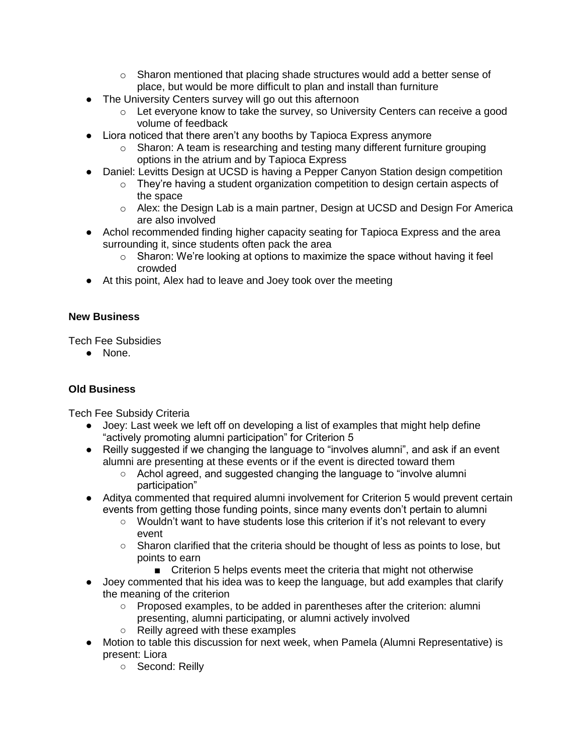- Sharon mentioned that placing shade structures would add a better sense of place, but would be more difficult to plan and install than furniture
- The University Centers survey will go out this afternoon
    - Let everyone know to take the survey, so University Centers can receive a good volume of feedback
- Liora noticed that there aren't any booths by Tapioca Express anymore
    - Sharon: A team is researching and testing many different furniture grouping options in the atrium and by Tapioca Express
- Daniel: Levitts Design at UCSD is having a Pepper Canyon Station design competition
    - They're having a student organization competition to design certain aspects of the space
    - Alex: the Design Lab is a main partner, Design at UCSD and Design For America are also involved
- Achol recommended finding higher capacity seating for Tapioca Express and the area surrounding it, since students often pack the area
    - Sharon: We're looking at options to maximize the space without having it feel crowded
- At this point, Alex had to leave and Joey took over the meeting

**New Business**

Tech Fee Subsidies

- None.

**Old Business**

Tech Fee Subsidy Criteria

- Joey: Last week we left off on developing a list of examples that might help define "actively promoting alumni participation" for Criterion 5
- Reilly suggested if we changing the language to "involves alumni", and ask if an event alumni are presenting at these events or if the event is directed toward them
    - Achol agreed, and suggested changing the language to "involve alumni participation"
- Aditya commented that required alumni involvement for Criterion 5 would prevent certain events from getting those funding points, since many events don't pertain to alumni
    - Wouldn't want to have students lose this criterion if it's not relevant to every event
    - Sharon clarified that the criteria should be thought of less as points to lose, but points to earn
        - Criterion 5 helps events meet the criteria that might not otherwise
- Joey commented that his idea was to keep the language, but add examples that clarify the meaning of the criterion
    - Proposed examples, to be added in parentheses after the criterion: alumni presenting, alumni participating, or alumni actively involved
    - Reilly agreed with these examples
- Motion to table this discussion for next week, when Pamela (Alumni Representative) is present: Liora
    - Second: Reilly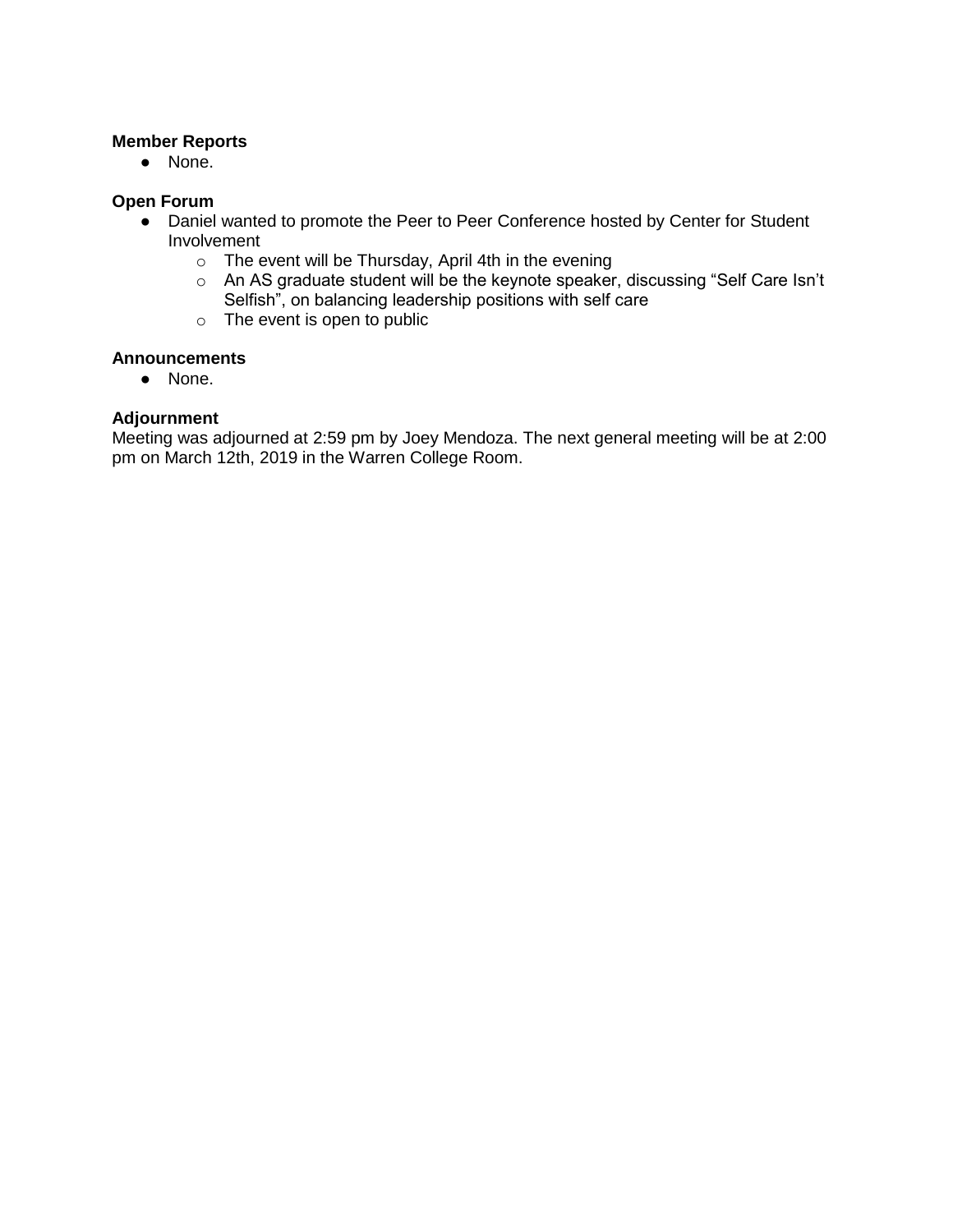**Member Reports**

- None.

**Open Forum**

- Daniel wanted to promote the Peer to Peer Conference hosted by Center for Student Involvement
  - The event will be Thursday, April 4th in the evening
  - An AS graduate student will be the keynote speaker, discussing “Self Care Isn’t Selfish”, on balancing leadership positions with self care
  - The event is open to public

**Announcements**

- None.

**Adjournment**

Meeting was adjourned at 2:59 pm by Joey Mendoza. The next general meeting will be at 2:00 pm on March 12th, 2019 in the Warren College Room.